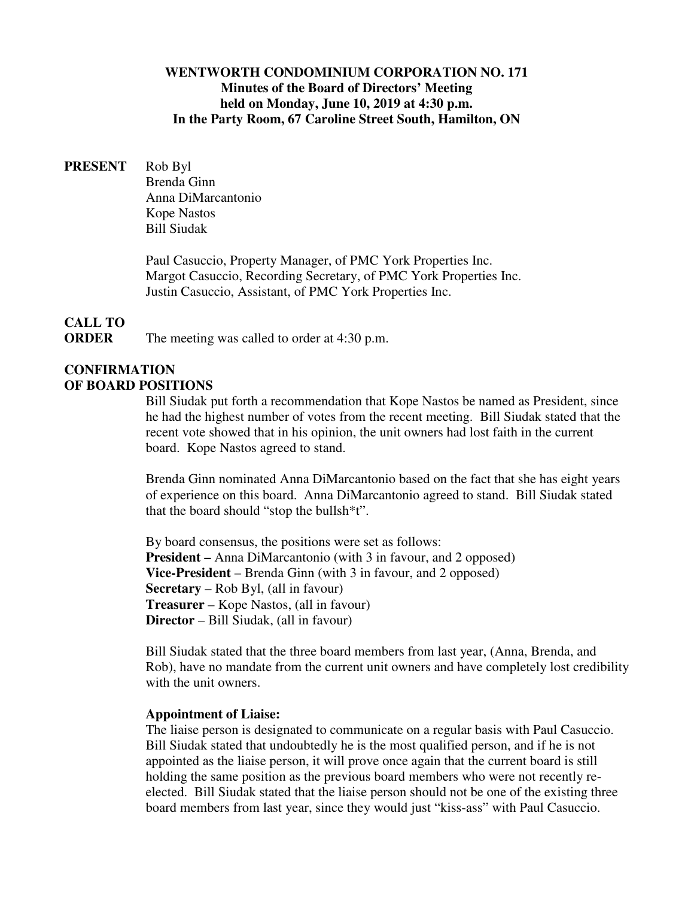**WENTWORTH CONDOMINIUM CORPORATION NO. 171**
**Minutes of the Board of Directors' Meeting**
**held on Monday, June 10, 2019 at 4:30 p.m.**
**In the Party Room, 67 Caroline Street South, Hamilton, ON**

**PRESENT**

Rob Byl
Brenda Ginn
Anna DiMarcantonio
Kope Nastos
Bill Siudak

Paul Casuccio, Property Manager, of PMC York Properties Inc.
Margot Casuccio, Recording Secretary, of PMC York Properties Inc.
Justin Casuccio, Assistant, of PMC York Properties Inc.

**CALL TO ORDER**

The meeting was called to order at 4:30 p.m.

**CONFIRMATION OF BOARD POSITIONS**

Bill Siudak put forth a recommendation that Kope Nastos be named as President, since he had the highest number of votes from the recent meeting. Bill Siudak stated that the recent vote showed that in his opinion, the unit owners had lost faith in the current board. Kope Nastos agreed to stand.

Brenda Ginn nominated Anna DiMarcantonio based on the fact that she has eight years of experience on this board. Anna DiMarcantonio agreed to stand. Bill Siudak stated that the board should "stop the bullsh*t".

By board consensus, the positions were set as follows:
**President –** Anna DiMarcantonio (with 3 in favour, and 2 opposed)
**Vice-President** – Brenda Ginn (with 3 in favour, and 2 opposed)
**Secretary** – Rob Byl, (all in favour)
**Treasurer** – Kope Nastos, (all in favour)
**Director** – Bill Siudak, (all in favour)

Bill Siudak stated that the three board members from last year, (Anna, Brenda, and Rob), have no mandate from the current unit owners and have completely lost credibility with the unit owners.

**Appointment of Liaise:**
The liaise person is designated to communicate on a regular basis with Paul Casuccio. Bill Siudak stated that undoubtedly he is the most qualified person, and if he is not appointed as the liaise person, it will prove once again that the current board is still holding the same position as the previous board members who were not recently re-elected. Bill Siudak stated that the liaise person should not be one of the existing three board members from last year, since they would just "kiss-ass" with Paul Casuccio.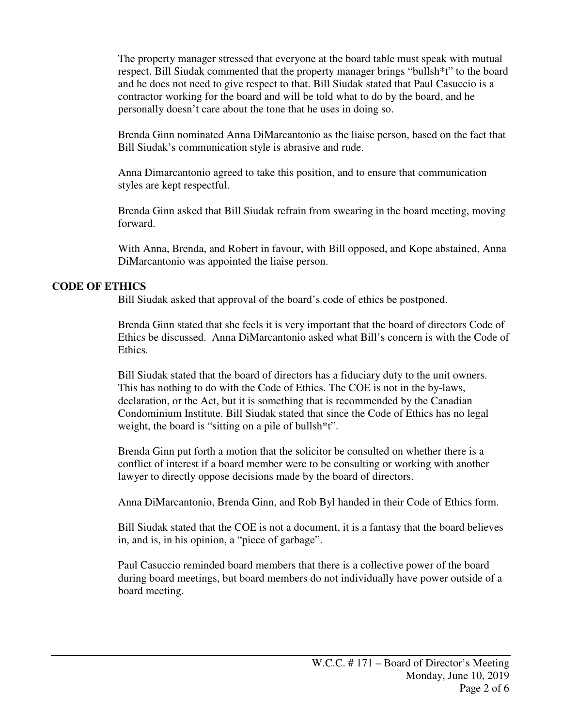The property manager stressed that everyone at the board table must speak with mutual respect. Bill Siudak commented that the property manager brings "bullsh*t" to the board and he does not need to give respect to that. Bill Siudak stated that Paul Casuccio is a contractor working for the board and will be told what to do by the board, and he personally doesn't care about the tone that he uses in doing so.

Brenda Ginn nominated Anna DiMarcantonio as the liaise person, based on the fact that Bill Siudak's communication style is abrasive and rude.

Anna Dimarcantonio agreed to take this position, and to ensure that communication styles are kept respectful.

Brenda Ginn asked that Bill Siudak refrain from swearing in the board meeting, moving forward.

With Anna, Brenda, and Robert in favour, with Bill opposed, and Kope abstained, Anna DiMarcantonio was appointed the liaise person.

## CODE OF ETHICS

Bill Siudak asked that approval of the board's code of ethics be postponed.

Brenda Ginn stated that she feels it is very important that the board of directors Code of Ethics be discussed. Anna DiMarcantonio asked what Bill's concern is with the Code of Ethics.

Bill Siudak stated that the board of directors has a fiduciary duty to the unit owners. This has nothing to do with the Code of Ethics. The COE is not in the by-laws, declaration, or the Act, but it is something that is recommended by the Canadian Condominium Institute. Bill Siudak stated that since the Code of Ethics has no legal weight, the board is "sitting on a pile of bullsh*t".

Brenda Ginn put forth a motion that the solicitor be consulted on whether there is a conflict of interest if a board member were to be consulting or working with another lawyer to directly oppose decisions made by the board of directors.

Anna DiMarcantonio, Brenda Ginn, and Rob Byl handed in their Code of Ethics form.

Bill Siudak stated that the COE is not a document, it is a fantasy that the board believes in, and is, in his opinion, a "piece of garbage".

Paul Casuccio reminded board members that there is a collective power of the board during board meetings, but board members do not individually have power outside of a board meeting.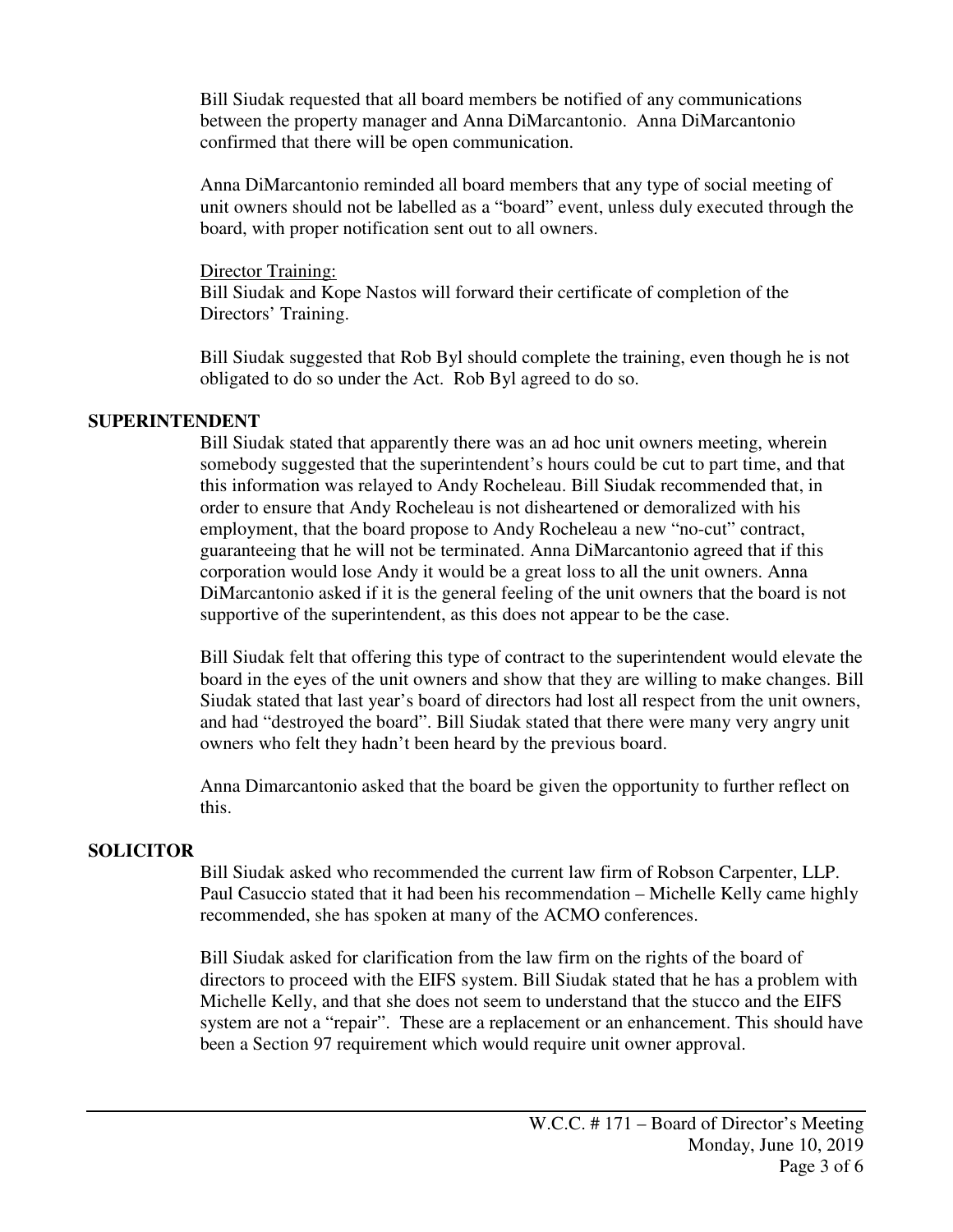Bill Siudak requested that all board members be notified of any communications between the property manager and Anna DiMarcantonio. Anna DiMarcantonio confirmed that there will be open communication.

Anna DiMarcantonio reminded all board members that any type of social meeting of unit owners should not be labelled as a "board" event, unless duly executed through the board, with proper notification sent out to all owners.

<u>Director Training:</u>
Bill Siudak and Kope Nastos will forward their certificate of completion of the Directors' Training.

Bill Siudak suggested that Rob Byl should complete the training, even though he is not obligated to do so under the Act. Rob Byl agreed to do so.

## SUPERINTENDENT

Bill Siudak stated that apparently there was an ad hoc unit owners meeting, wherein somebody suggested that the superintendent's hours could be cut to part time, and that this information was relayed to Andy Rocheleau. Bill Siudak recommended that, in order to ensure that Andy Rocheleau is not disheartened or demoralized with his employment, that the board propose to Andy Rocheleau a new "no-cut" contract, guaranteeing that he will not be terminated. Anna DiMarcantonio agreed that if this corporation would lose Andy it would be a great loss to all the unit owners. Anna DiMarcantonio asked if it is the general feeling of the unit owners that the board is not supportive of the superintendent, as this does not appear to be the case.

Bill Siudak felt that offering this type of contract to the superintendent would elevate the board in the eyes of the unit owners and show that they are willing to make changes. Bill Siudak stated that last year's board of directors had lost all respect from the unit owners, and had "destroyed the board". Bill Siudak stated that there were many very angry unit owners who felt they hadn't been heard by the previous board.

Anna Dimarcantonio asked that the board be given the opportunity to further reflect on this.

## SOLICITOR

Bill Siudak asked who recommended the current law firm of Robson Carpenter, LLP. Paul Casuccio stated that it had been his recommendation – Michelle Kelly came highly recommended, she has spoken at many of the ACMO conferences.

Bill Siudak asked for clarification from the law firm on the rights of the board of directors to proceed with the EIFS system. Bill Siudak stated that he has a problem with Michelle Kelly, and that she does not seem to understand that the stucco and the EIFS system are not a "repair". These are a replacement or an enhancement. This should have been a Section 97 requirement which would require unit owner approval.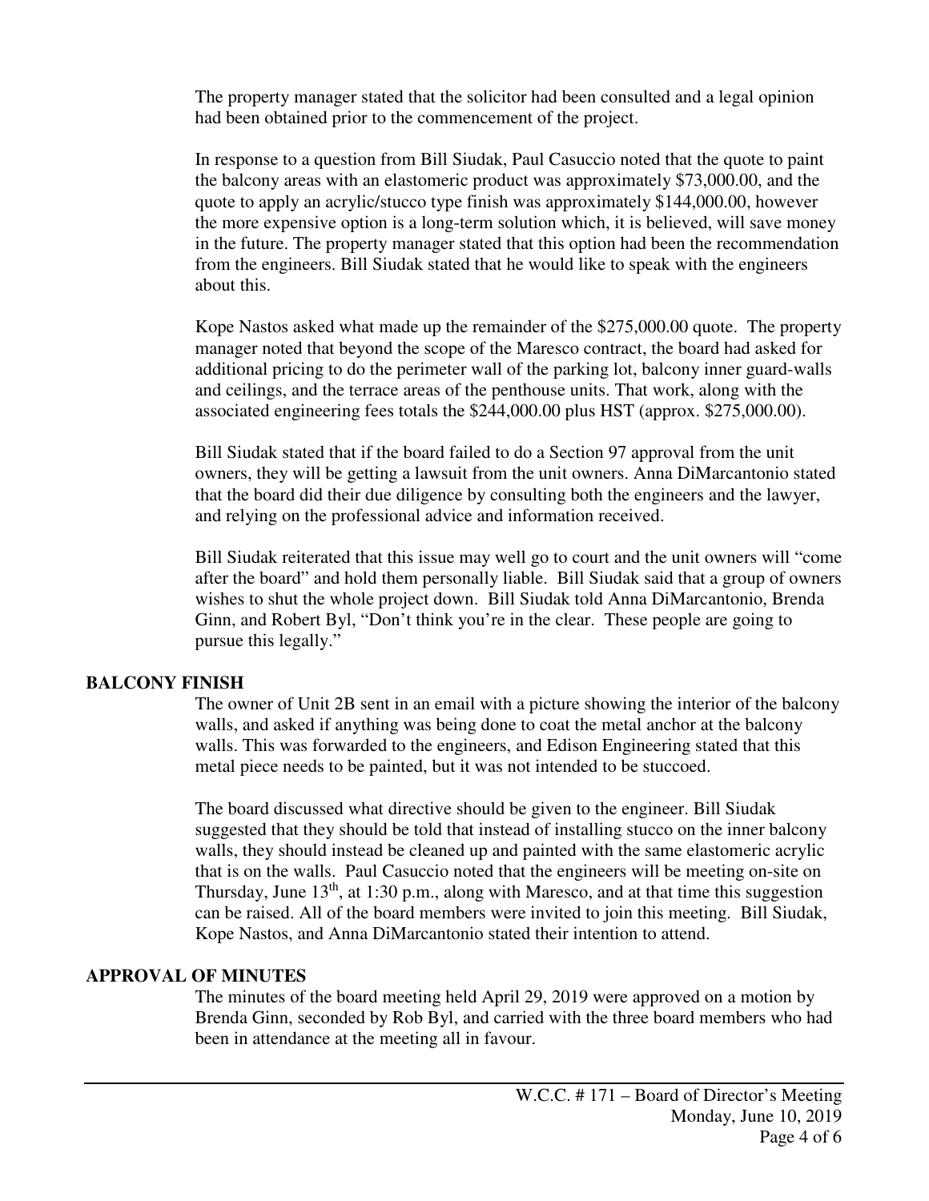The property manager stated that the solicitor had been consulted and a legal opinion had been obtained prior to the commencement of the project.

In response to a question from Bill Siudak, Paul Casuccio noted that the quote to paint the balcony areas with an elastomeric product was approximately $73,000.00, and the quote to apply an acrylic/stucco type finish was approximately $144,000.00, however the more expensive option is a long-term solution which, it is believed, will save money in the future. The property manager stated that this option had been the recommendation from the engineers. Bill Siudak stated that he would like to speak with the engineers about this.

Kope Nastos asked what made up the remainder of the $275,000.00 quote. The property manager noted that beyond the scope of the Maresco contract, the board had asked for additional pricing to do the perimeter wall of the parking lot, balcony inner guard-walls and ceilings, and the terrace areas of the penthouse units. That work, along with the associated engineering fees totals the $244,000.00 plus HST (approx. $275,000.00).

Bill Siudak stated that if the board failed to do a Section 97 approval from the unit owners, they will be getting a lawsuit from the unit owners. Anna DiMarcantonio stated that the board did their due diligence by consulting both the engineers and the lawyer, and relying on the professional advice and information received.

Bill Siudak reiterated that this issue may well go to court and the unit owners will "come after the board" and hold them personally liable. Bill Siudak said that a group of owners wishes to shut the whole project down. Bill Siudak told Anna DiMarcantonio, Brenda Ginn, and Robert Byl, "Don't think you're in the clear. These people are going to pursue this legally."

## BALCONY FINISH

The owner of Unit 2B sent in an email with a picture showing the interior of the balcony walls, and asked if anything was being done to coat the metal anchor at the balcony walls. This was forwarded to the engineers, and Edison Engineering stated that this metal piece needs to be painted, but it was not intended to be stuccoed.

The board discussed what directive should be given to the engineer. Bill Siudak suggested that they should be told that instead of installing stucco on the inner balcony walls, they should instead be cleaned up and painted with the same elastomeric acrylic that is on the walls. Paul Casuccio noted that the engineers will be meeting on-site on Thursday, June 13th, at 1:30 p.m., along with Maresco, and at that time this suggestion can be raised. All of the board members were invited to join this meeting. Bill Siudak, Kope Nastos, and Anna DiMarcantonio stated their intention to attend.

## APPROVAL OF MINUTES

The minutes of the board meeting held April 29, 2019 were approved on a motion by Brenda Ginn, seconded by Rob Byl, and carried with the three board members who had been in attendance at the meeting all in favour.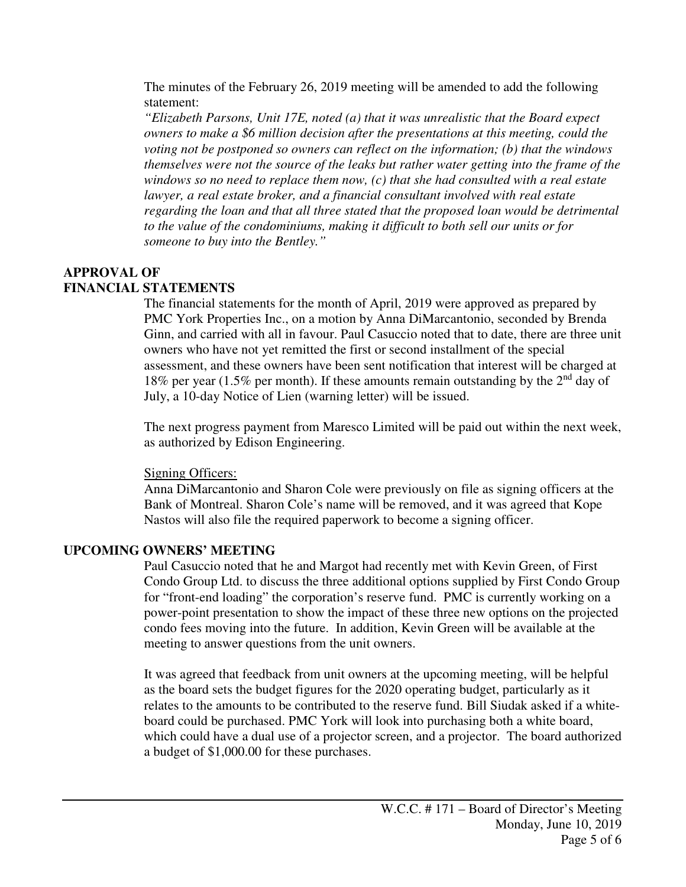The minutes of the February 26, 2019 meeting will be amended to add the following statement:

*"Elizabeth Parsons, Unit 17E, noted (a) that it was unrealistic that the Board expect owners to make a $6 million decision after the presentations at this meeting, could the voting not be postponed so owners can reflect on the information; (b) that the windows themselves were not the source of the leaks but rather water getting into the frame of the windows so no need to replace them now, (c) that she had consulted with a real estate lawyer, a real estate broker, and a financial consultant involved with real estate regarding the loan and that all three stated that the proposed loan would be detrimental to the value of the condominiums, making it difficult to both sell our units or for someone to buy into the Bentley."*

## APPROVAL OF FINANCIAL STATEMENTS

The financial statements for the month of April, 2019 were approved as prepared by PMC York Properties Inc., on a motion by Anna DiMarcantonio, seconded by Brenda Ginn, and carried with all in favour. Paul Casuccio noted that to date, there are three unit owners who have not yet remitted the first or second installment of the special assessment, and these owners have been sent notification that interest will be charged at 18% per year (1.5% per month). If these amounts remain outstanding by the 2nd day of July, a 10-day Notice of Lien (warning letter) will be issued.

The next progress payment from Maresco Limited will be paid out within the next week, as authorized by Edison Engineering.

Signing Officers:

Anna DiMarcantonio and Sharon Cole were previously on file as signing officers at the Bank of Montreal. Sharon Cole's name will be removed, and it was agreed that Kope Nastos will also file the required paperwork to become a signing officer.

## UPCOMING OWNERS' MEETING

Paul Casuccio noted that he and Margot had recently met with Kevin Green, of First Condo Group Ltd. to discuss the three additional options supplied by First Condo Group for "front-end loading" the corporation's reserve fund. PMC is currently working on a power-point presentation to show the impact of these three new options on the projected condo fees moving into the future. In addition, Kevin Green will be available at the meeting to answer questions from the unit owners.

It was agreed that feedback from unit owners at the upcoming meeting, will be helpful as the board sets the budget figures for the 2020 operating budget, particularly as it relates to the amounts to be contributed to the reserve fund. Bill Siudak asked if a white-board could be purchased. PMC York will look into purchasing both a white board, which could have a dual use of a projector screen, and a projector. The board authorized a budget of $1,000.00 for these purchases.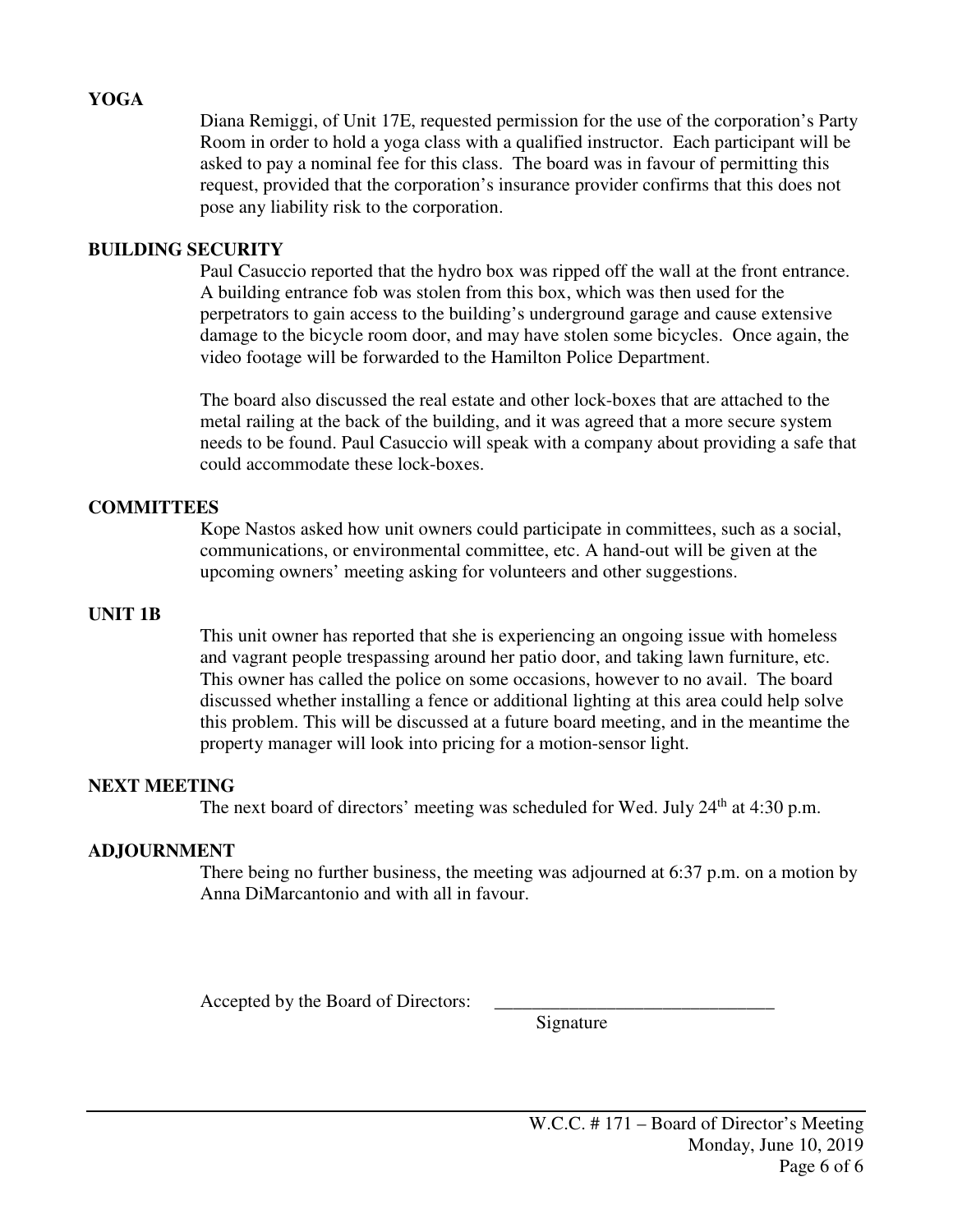**YOGA**

Diana Remiggi, of Unit 17E, requested permission for the use of the corporation's Party Room in order to hold a yoga class with a qualified instructor. Each participant will be asked to pay a nominal fee for this class. The board was in favour of permitting this request, provided that the corporation's insurance provider confirms that this does not pose any liability risk to the corporation.

**BUILDING SECURITY**

Paul Casuccio reported that the hydro box was ripped off the wall at the front entrance. A building entrance fob was stolen from this box, which was then used for the perpetrators to gain access to the building's underground garage and cause extensive damage to the bicycle room door, and may have stolen some bicycles. Once again, the video footage will be forwarded to the Hamilton Police Department.

The board also discussed the real estate and other lock-boxes that are attached to the metal railing at the back of the building, and it was agreed that a more secure system needs to be found. Paul Casuccio will speak with a company about providing a safe that could accommodate these lock-boxes.

**COMMITTEES**

Kope Nastos asked how unit owners could participate in committees, such as a social, communications, or environmental committee, etc. A hand-out will be given at the upcoming owners' meeting asking for volunteers and other suggestions.

**UNIT 1B**

This unit owner has reported that she is experiencing an ongoing issue with homeless and vagrant people trespassing around her patio door, and taking lawn furniture, etc. This owner has called the police on some occasions, however to no avail. The board discussed whether installing a fence or additional lighting at this area could help solve this problem. This will be discussed at a future board meeting, and in the meantime the property manager will look into pricing for a motion-sensor light.

**NEXT MEETING**

The next board of directors' meeting was scheduled for Wed. July 24th at 4:30 p.m.

**ADJOURNMENT**

There being no further business, the meeting was adjourned at 6:37 p.m. on a motion by Anna DiMarcantonio and with all in favour.

Accepted by the Board of Directors: ______________________________

Signature